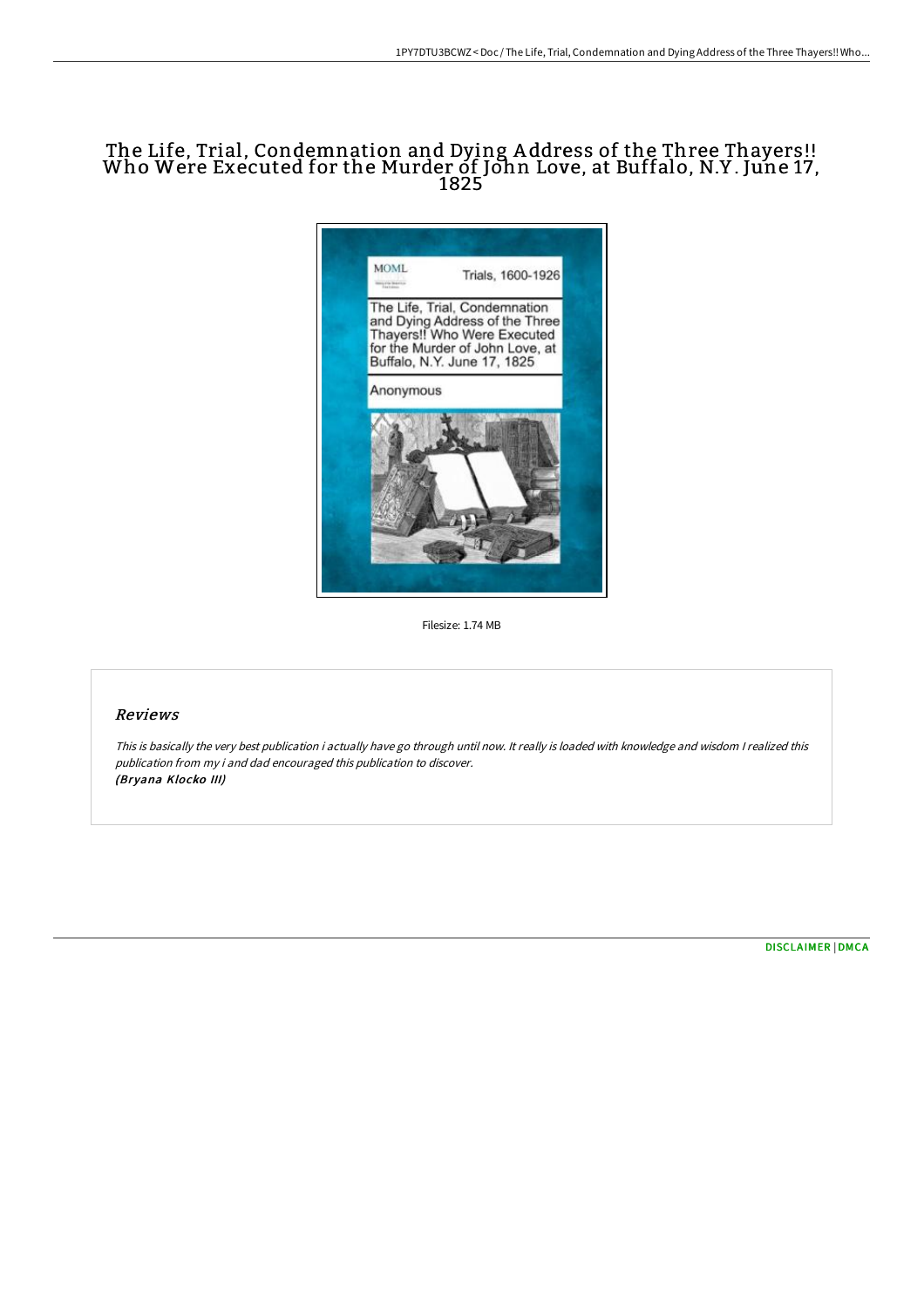# The Life, Trial, Condemnation and Dying Address of the Three Thayers!! Who Were Executed for the Murder of John Love, at Buffalo, N.Y. June 17, 1825

Filesize: 1.74 MB

## Reviews

*This is basically the very best publication i actually have go through until now. It really is loaded with knowledge and wisdom I realized this publication from my i and dad encouraged this publication to discover.*
***(Bryana Klocko III)***

DISCLAIMER | DMCA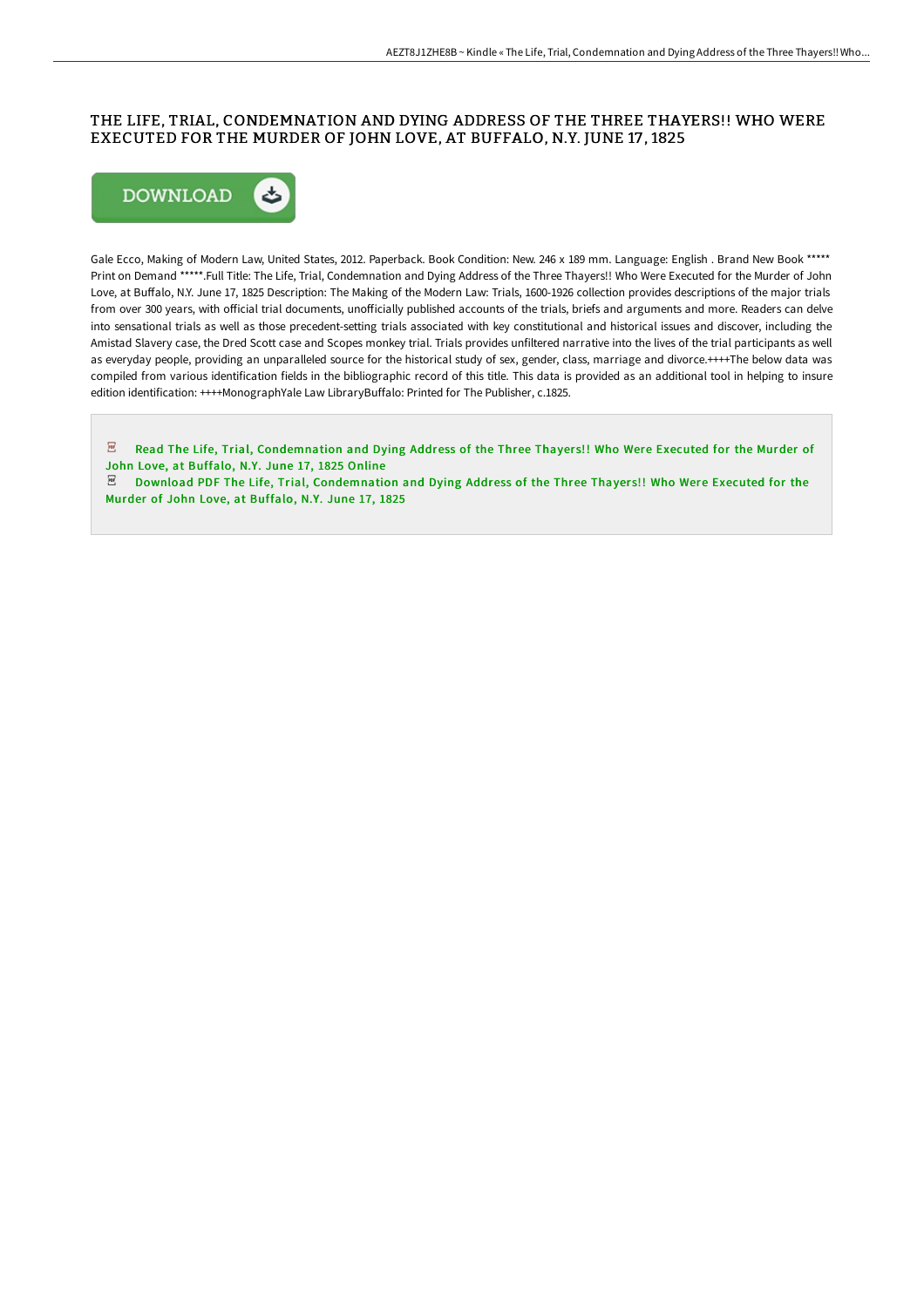# THE LIFE, TRIAL, CONDEMNATION AND DYING ADDRESS OF THE THREE THAYERS!! WHO WERE EXECUTED FOR THE MURDER OF JOHN LOVE, AT BUFFALO, N.Y. JUNE 17, 1825

DOWNLOAD

Gale Ecco, Making of Modern Law, United States, 2012. Paperback. Book Condition: New. 246 x 189 mm. Language: English . Brand New Book ***** Print on Demand *****.Full Title: The Life, Trial, Condemnation and Dying Address of the Three Thayers!! Who Were Executed for the Murder of John Love, at Buffalo, N.Y. June 17, 1825 Description: The Making of the Modern Law: Trials, 1600-1926 collection provides descriptions of the major trials from over 300 years, with official trial documents, unofficially published accounts of the trials, briefs and arguments and more. Readers can delve into sensational trials as well as those precedent-setting trials associated with key constitutional and historical issues and discover, including the Amistad Slavery case, the Dred Scott case and Scopes monkey trial. Trials provides unfiltered narrative into the lives of the trial participants as well as everyday people, providing an unparalleled source for the historical study of sex, gender, class, marriage and divorce.++++The below data was compiled from various identification fields in the bibliographic record of this title. This data is provided as an additional tool in helping to insure edition identification: ++++MonographYale Law LibraryBuffalo: Printed for The Publisher, c.1825.

Read The Life, Trial, Condemnation and Dying Address of the Three Thayers!! Who Were Executed for the Murder of John Love, at Buffalo, N.Y. June 17, 1825 Online

Download PDF The Life, Trial, Condemnation and Dying Address of the Three Thayers!! Who Were Executed for the Murder of John Love, at Buffalo, N.Y. June 17, 1825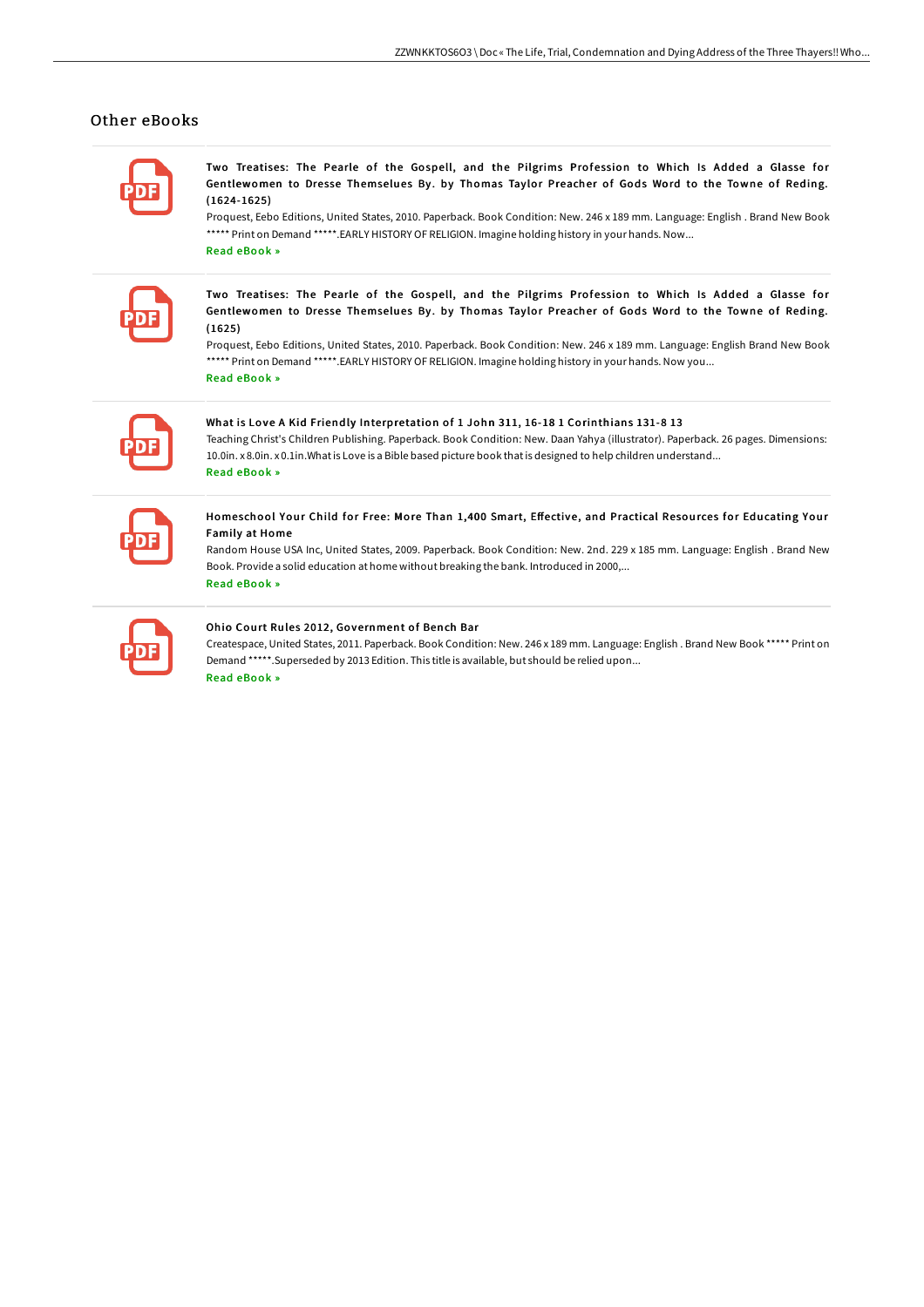## Other eBooks

**Two Treatises: The Pearle of the Gospell, and the Pilgrims Profession to Which Is Added a Glasse for Gentlewomen to Dresse Themselues By. by Thomas Taylor Preacher of Gods Word to the Towne of Reding. (1624-1625)**

Proquest, Eebo Editions, United States, 2010. Paperback. Book Condition: New. 246 x 189 mm. Language: English . Brand New Book ***** Print on Demand *****.EARLY HISTORY OF RELIGION. Imagine holding history in your hands. Now...

Read eBook »

**Two Treatises: The Pearle of the Gospell, and the Pilgrims Profession to Which Is Added a Glasse for Gentlewomen to Dresse Themselues By. by Thomas Taylor Preacher of Gods Word to the Towne of Reding. (1625)**

Proquest, Eebo Editions, United States, 2010. Paperback. Book Condition: New. 246 x 189 mm. Language: English Brand New Book ***** Print on Demand *****.EARLY HISTORY OF RELIGION. Imagine holding history in your hands. Now you...

Read eBook »

**What is Love A Kid Friendly Interpretation of 1 John 311, 16-18 1 Corinthians 131-8 13**

Teaching Christ's Children Publishing. Paperback. Book Condition: New. Daan Yahya (illustrator). Paperback. 26 pages. Dimensions: 10.0in. x 8.0in. x 0.1in.What is Love is a Bible based picture book that is designed to help children understand...

Read eBook »

**Homeschool Your Child for Free: More Than 1,400 Smart, Effective, and Practical Resources for Educating Your Family at Home**

Random House USA Inc, United States, 2009. Paperback. Book Condition: New. 2nd. 229 x 185 mm. Language: English . Brand New Book. Provide a solid education at home without breaking the bank. Introduced in 2000,...

Read eBook »

**Ohio Court Rules 2012, Government of Bench Bar**

Createspace, United States, 2011. Paperback. Book Condition: New. 246 x 189 mm. Language: English . Brand New Book ***** Print on Demand *****.Superseded by 2013 Edition. This title is available, but should be relied upon...

Read eBook »